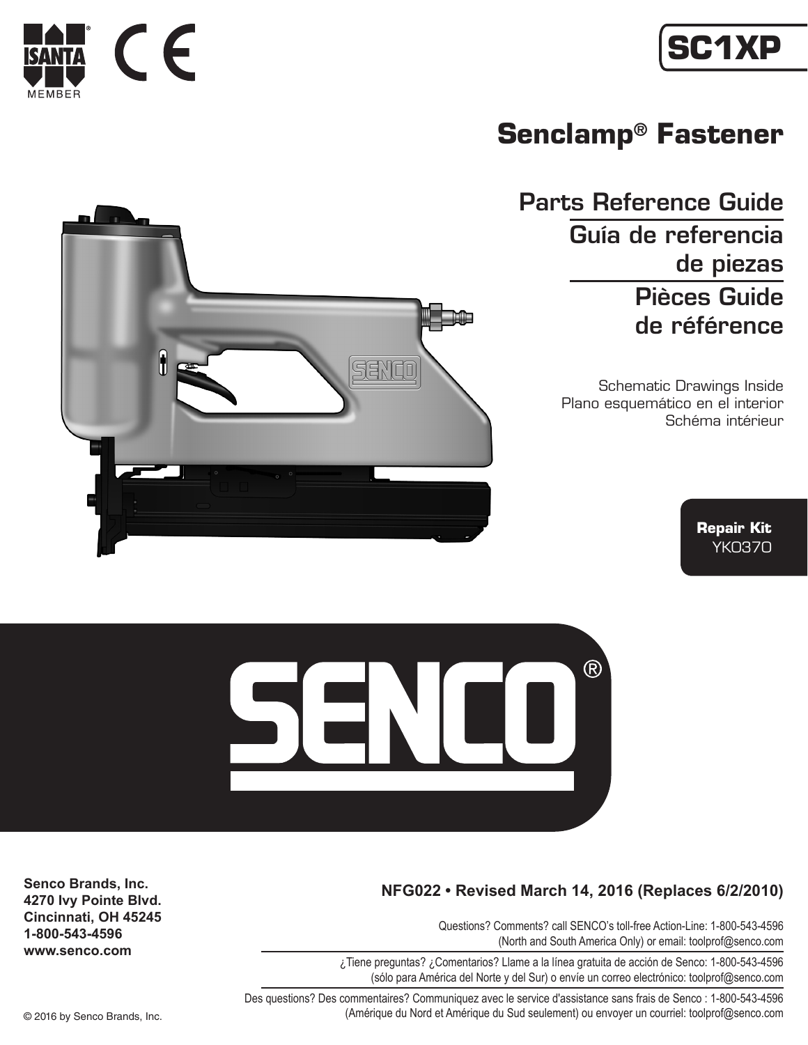ISANTA® MEMBER

# SC1XP

## Senclamp® Fastener

### Parts Reference Guide

### Guía de referencia de piezas

### Pièces Guide de référence

Schematic Drawings Inside
Plano esquemático en el interior
Schéma intérieur

**Repair Kit**
YK0370

SENCO®

**Senco Brands, Inc.**
**4270 Ivy Pointe Blvd.**
**Cincinnati, OH 45245**
**1-800-543-4596**
**www.senco.com**

**NFG022 • Revised March 14, 2016 (Replaces 6/2/2010)**

Questions? Comments? call SENCO's toll-free Action-Line: 1-800-543-4596 (North and South America Only) or email: toolprof@senco.com

¿Tiene preguntas? ¿Comentarios? Llame a la línea gratuita de acción de Senco: 1-800-543-4596 (sólo para América del Norte y del Sur) o envíe un correo electrónico: toolprof@senco.com

Des questions? Des commentaires? Communiquez avec le service d'assistance sans frais de Senco : 1-800-543-4596 (Amérique du Nord et Amérique du Sud seulement) ou envoyer un courriel: toolprof@senco.com

© 2016 by Senco Brands, Inc.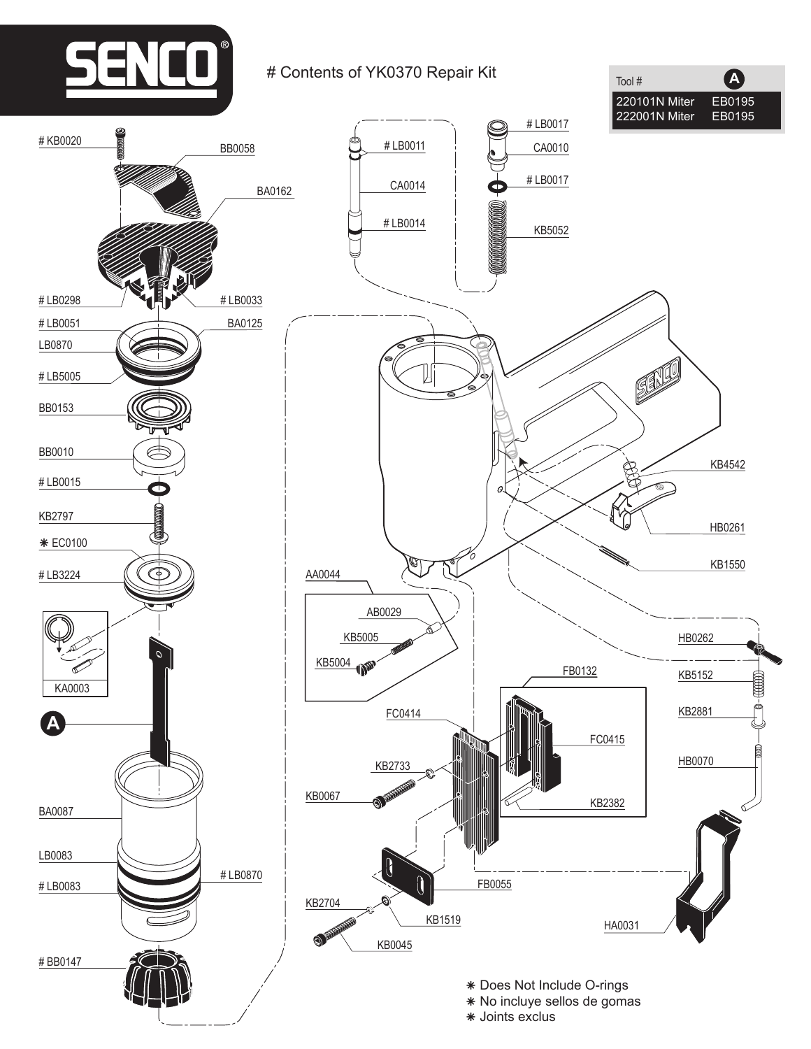# SENCO®

\# Contents of YK0370 Repair Kit

| Tool # | A |
| --- | --- |
| 220101N Miter | EB0195 |
| 222001N Miter | EB0195 |

# KB0020
BB0058
BA0162
# LB0298
# LB0033
# LB0051
BA0125
LB0870
# LB5005
BB0153
BB0010
# LB0015
KB2797
✱ EC0100
# LB3224
KA0003
A
BA0087
LB0083
# LB0083
# LB0870
# BB0147

# LB0011
CA0014
# LB0014
# LB0017
CA0010
# LB0017
KB5052

KB4542
HB0261
KB1550

AA0044
AB0029
KB5005
KB5004

HB0262
KB5152
KB2881
HB0070

FB0132
FC0414
FC0415
KB2733
KB0067
KB2382
FB0055
KB2704
KB1519
KB0045
HA0031

✱ Does Not Include O-rings
✱ No incluye sellos de gomas
✱ Joints exclus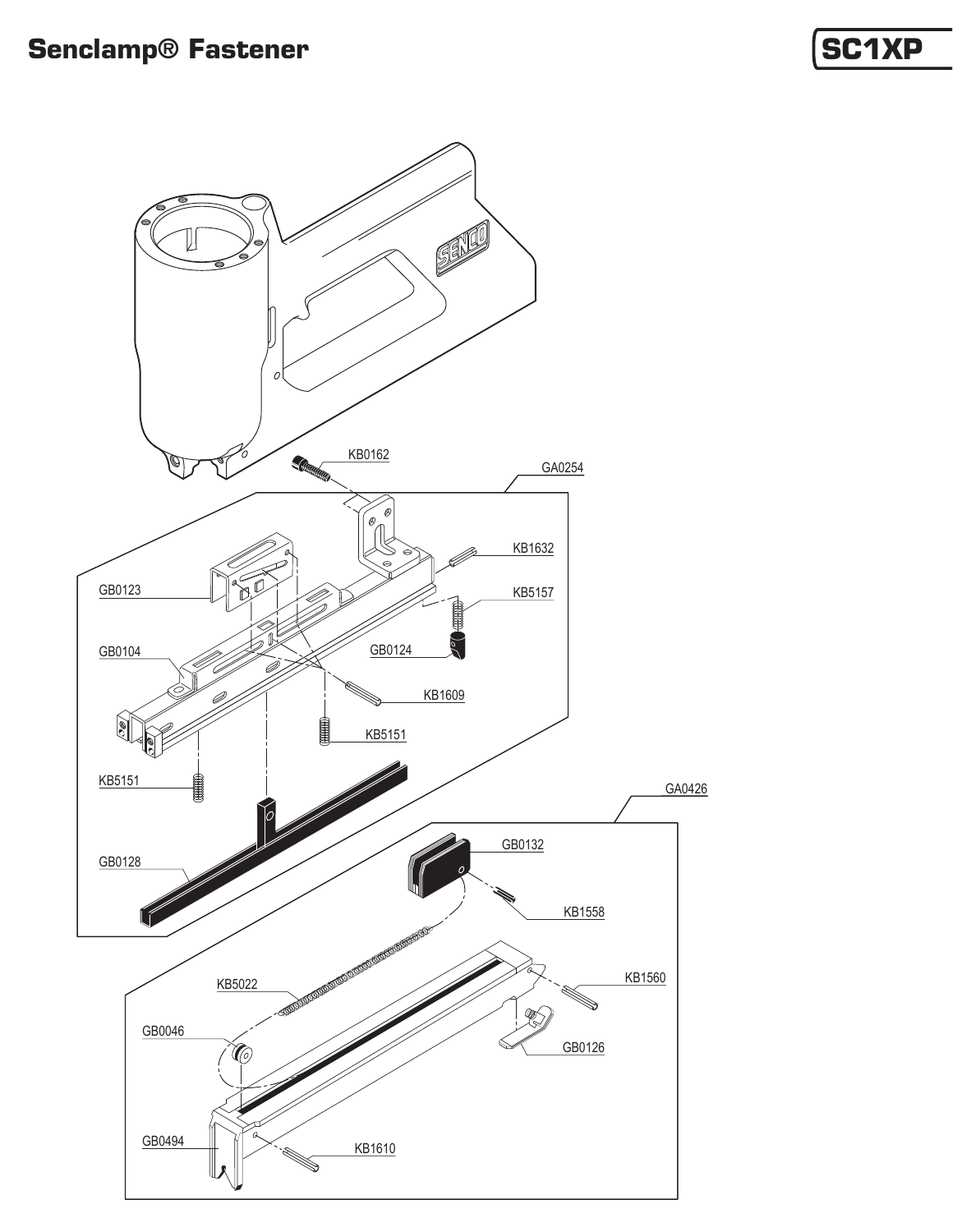# Senclamp® Fastener

**SC1XP**

KB0162

GA0254

GB0123

KB1632

KB5157

GB0104

GB0124

KB1609

KB5151

KB5151

GB0128

GA0426

GB0132

KB1558

KB5022

KB1560

GB0046

GB0126

GB0494

KB1610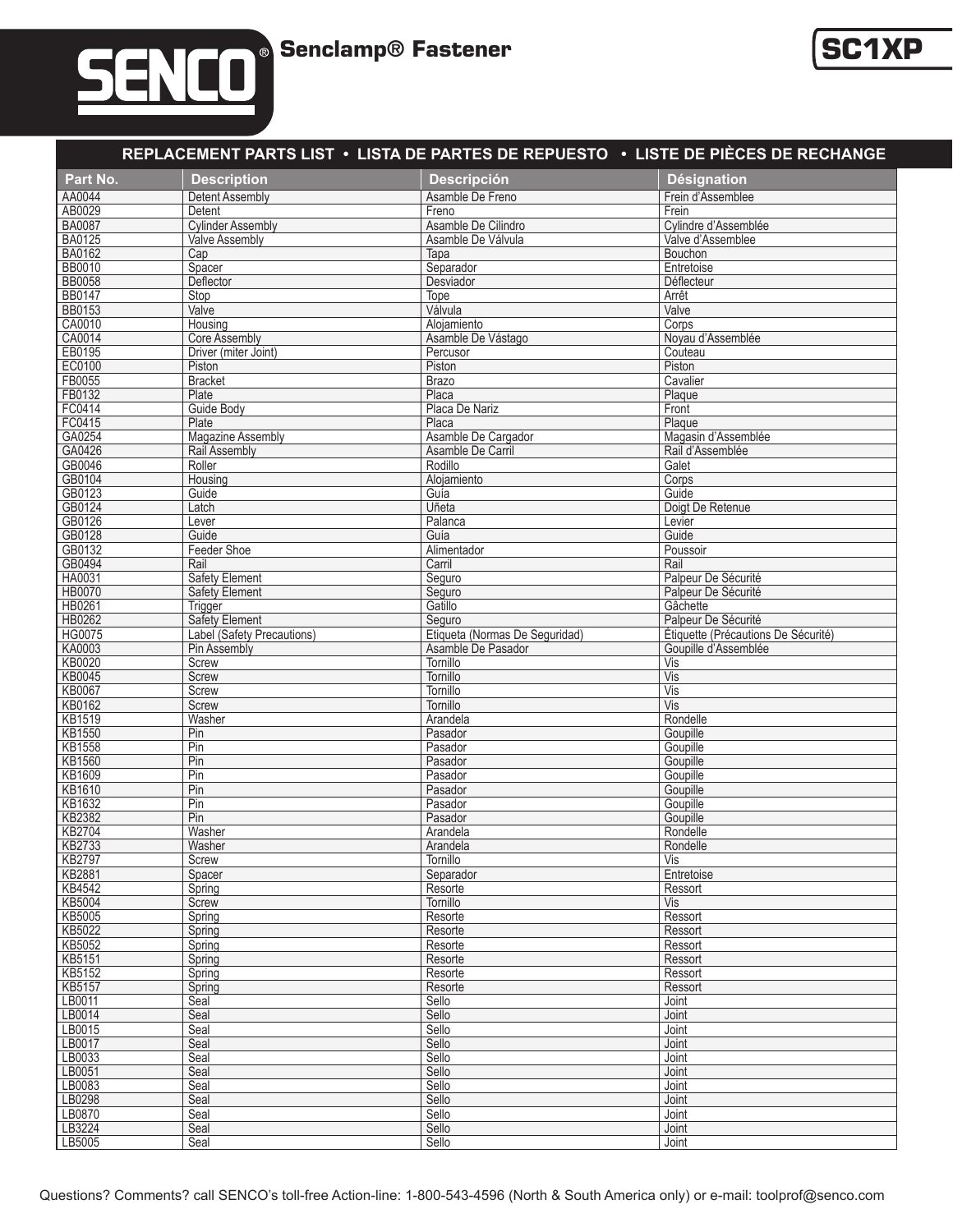# SENCO® Senclamp® Fastener

## SC1XP

### REPLACEMENT PARTS LIST • LISTA DE PARTES DE REPUESTO • LISTE DE PIÈCES DE RECHANGE

| Part No. | Description | Descripción | Désignation |
|---|---|---|---|
| AA0044 | Detent Assembly | Asamble De Freno | Frein d'Assemblee |
| AB0029 | Detent | Freno | Frein |
| BA0087 | Cylinder Assembly | Asamble De Cilindro | Cylindre d'Assemblée |
| BA0125 | Valve Assembly | Asamble De Válvula | Valve d'Assemblee |
| BA0162 | Cap | Tapa | Bouchon |
| BB0010 | Spacer | Separador | Entretoise |
| BB0058 | Deflector | Desviador | Déflecteur |
| BB0147 | Stop | Tope | Arrêt |
| BB0153 | Valve | Válvula | Valve |
| CA0010 | Housing | Alojamiento | Corps |
| CA0014 | Core Assembly | Asamble De Vástago | Noyau d'Assemblée |
| EB0195 | Driver (miter Joint) | Percusor | Couteau |
| EC0100 | Piston | Piston | Piston |
| FB0055 | Bracket | Brazo | Cavalier |
| FB0132 | Plate | Placa | Plaque |
| FC0414 | Guide Body | Placa De Nariz | Front |
| FC0415 | Plate | Placa | Plaque |
| GA0254 | Magazine Assembly | Asamble De Cargador | Magasin d'Assemblée |
| GA0426 | Rail Assembly | Asamble De Carril | Rail d'Assemblée |
| GB0046 | Roller | Rodillo | Galet |
| GB0104 | Housing | Alojamiento | Corps |
| GB0123 | Guide | Guía | Guide |
| GB0124 | Latch | Uñeta | Doigt De Retenue |
| GB0126 | Lever | Palanca | Levier |
| GB0128 | Guide | Guía | Guide |
| GB0132 | Feeder Shoe | Alimentador | Poussoir |
| GB0494 | Rail | Carril | Rail |
| HA0031 | Safety Element | Seguro | Palpeur De Sécurité |
| HB0070 | Safety Element | Seguro | Palpeur De Sécurité |
| HB0261 | Trigger | Gatillo | Gâchette |
| HB0262 | Safety Element | Seguro | Palpeur De Sécurité |
| HG0075 | Label (Safety Precautions) | Etiqueta (Normas De Seguridad) | Etiquette (Précautions De Sécurité) |
| KA0003 | Pin Assembly | Asamble De Pasador | Goupille d'Assemblée |
| KB0020 | Screw | Tornillo | Vis |
| KB0045 | Screw | Tornillo | Vis |
| KB0067 | Screw | Tornillo | Vis |
| KB0162 | Screw | Tornillo | Vis |
| KB1519 | Washer | Arandela | Rondelle |
| KB1550 | Pin | Pasador | Goupille |
| KB1558 | Pin | Pasador | Goupille |
| KB1560 | Pin | Pasador | Goupille |
| KB1609 | Pin | Pasador | Goupille |
| KB1610 | Pin | Pasador | Goupille |
| KB1632 | Pin | Pasador | Goupille |
| KB2382 | Pin | Pasador | Goupille |
| KB2704 | Washer | Arandela | Rondelle |
| KB2733 | Washer | Arandela | Rondelle |
| KB2797 | Screw | Tornillo | Vis |
| KB2881 | Spacer | Separador | Entretoise |
| KB4542 | Spring | Resorte | Ressort |
| KB5004 | Screw | Tornillo | Vis |
| KB5005 | Spring | Resorte | Ressort |
| KB5022 | Spring | Resorte | Ressort |
| KB5052 | Spring | Resorte | Ressort |
| KB5151 | Spring | Resorte | Ressort |
| KB5152 | Spring | Resorte | Ressort |
| KB5157 | Spring | Resorte | Ressort |
| LB0011 | Seal | Sello | Joint |
| LB0014 | Seal | Sello | Joint |
| LB0015 | Seal | Sello | Joint |
| LB0017 | Seal | Sello | Joint |
| LB0033 | Seal | Sello | Joint |
| LB0051 | Seal | Sello | Joint |
| LB0083 | Seal | Sello | Joint |
| LB0298 | Seal | Sello | Joint |
| LB0870 | Seal | Sello | Joint |
| LB3224 | Seal | Sello | Joint |
| LB5005 | Seal | Sello | Joint |

Questions? Comments? call SENCO's toll-free Action-line: 1-800-543-4596 (North & South America only) or e-mail: toolprof@senco.com